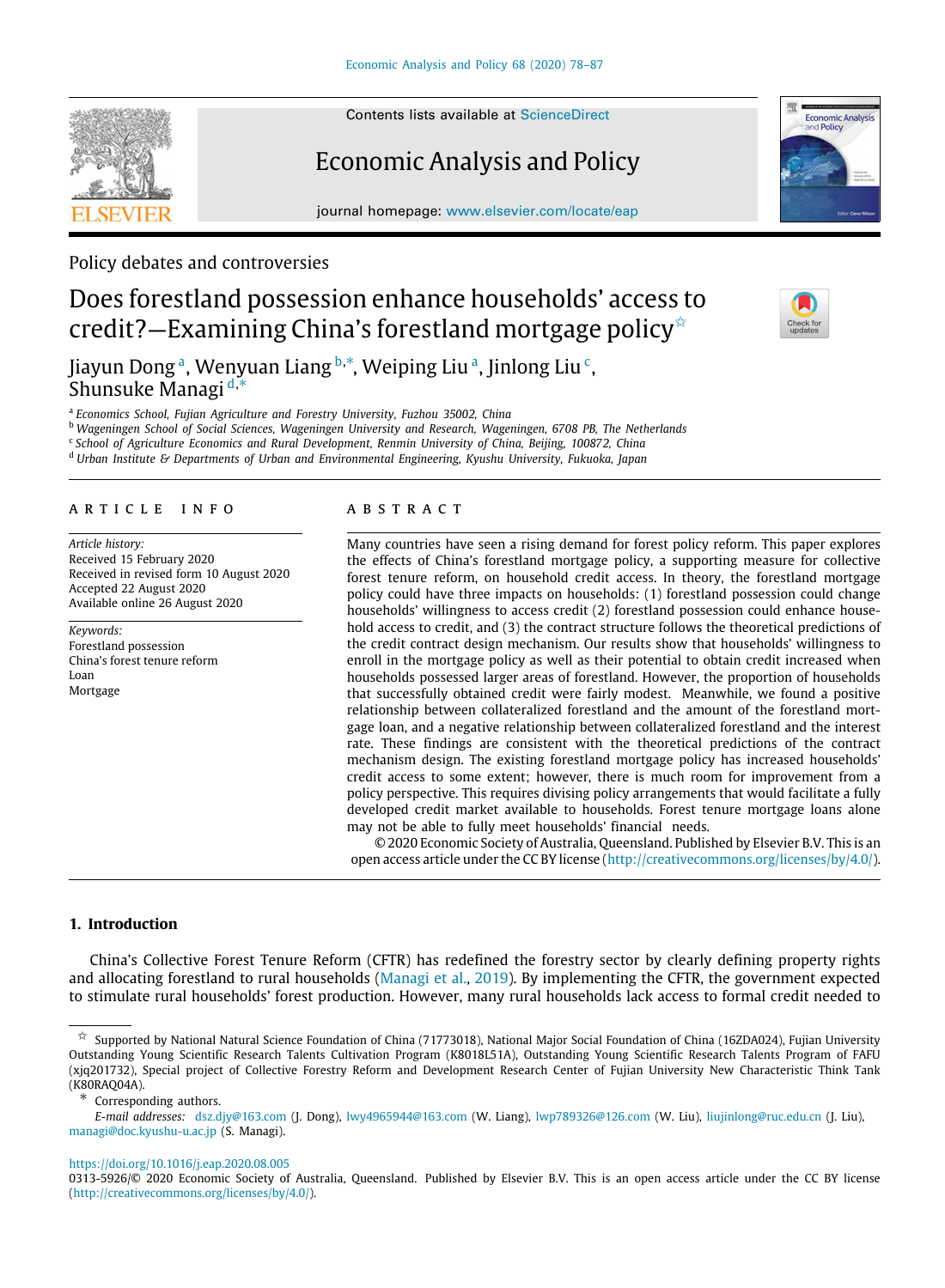Policy debates and controversies

# Does forestland possession enhance households' access to credit?—Examining China's forestland mortgage policy[☆]

Jiayun Dong[a], Wenyuan Liang[b,*], Weiping Liu[a], Jinlong Liu[c], Shunsuke Managi[d,*]

[a] Economics School, Fujian Agriculture and Forestry University, Fuzhou 35002, China
[b] Wageningen School of Social Sciences, Wageningen University and Research, Wageningen, 6708 PB, The Netherlands
[c] School of Agriculture Economics and Rural Development, Renmin University of China, Beijing, 100872, China
[d] Urban Institute & Departments of Urban and Environmental Engineering, Kyushu University, Fukuoka, Japan

## ARTICLE INFO

*Article history:*
Received 15 February 2020
Received in revised form 10 August 2020
Accepted 22 August 2020
Available online 26 August 2020

*Keywords:*
Forestland possession
China's forest tenure reform
Loan
Mortgage

## ABSTRACT

Many countries have seen a rising demand for forest policy reform. This paper explores the effects of China's forestland mortgage policy, a supporting measure for collective forest tenure reform, on household credit access. In theory, the forestland mortgage policy could have three impacts on households: (1) forestland possession could change households' willingness to access credit (2) forestland possession could enhance household access to credit, and (3) the contract structure follows the theoretical predictions of the credit contract design mechanism. Our results show that households' willingness to enroll in the mortgage policy as well as their potential to obtain credit increased when households possessed larger areas of forestland. However, the proportion of households that successfully obtained credit were fairly modest. Meanwhile, we found a positive relationship between collateralized forestland and the amount of the forestland mortgage loan, and a negative relationship between collateralized forestland and the interest rate. These findings are consistent with the theoretical predictions of the contract mechanism design. The existing forestland mortgage policy has increased households' credit access to some extent; however, there is much room for improvement from a policy perspective. This requires divising policy arrangements that would facilitate a fully developed credit market available to households. Forest tenure mortgage loans alone may not be able to fully meet households' financial needs.

© 2020 Economic Society of Australia, Queensland. Published by Elsevier B.V. This is an open access article under the CC BY license (http://creativecommons.org/licenses/by/4.0/).

## 1. Introduction

China's Collective Forest Tenure Reform (CFTR) has redefined the forestry sector by clearly defining property rights and allocating forestland to rural households (Managi et al., 2019). By implementing the CFTR, the government expected to stimulate rural households' forest production. However, many rural households lack access to formal credit needed to

---

☆ Supported by National Natural Science Foundation of China (71773018), National Major Social Foundation of China (16ZDA024), Fujian University Outstanding Young Scientific Research Talents Cultivation Program (K8018L51A), Outstanding Young Scientific Research Talents Program of FAFU (xjq201732), Special project of Collective Forestry Reform and Development Research Center of Fujian University New Characteristic Think Tank (K80RAQ04A).

\* Corresponding authors.
*E-mail addresses:* dsz.djy@163.com (J. Dong), lwy4965944@163.com (W. Liang), lwp789326@126.com (W. Liu), liujinlong@ruc.edu.cn (J. Liu), managi@doc.kyushu-u.ac.jp (S. Managi).

https://doi.org/10.1016/j.eap.2020.08.005
0313-5926/© 2020 Economic Society of Australia, Queensland. Published by Elsevier B.V. This is an open access article under the CC BY license (http://creativecommons.org/licenses/by/4.0/).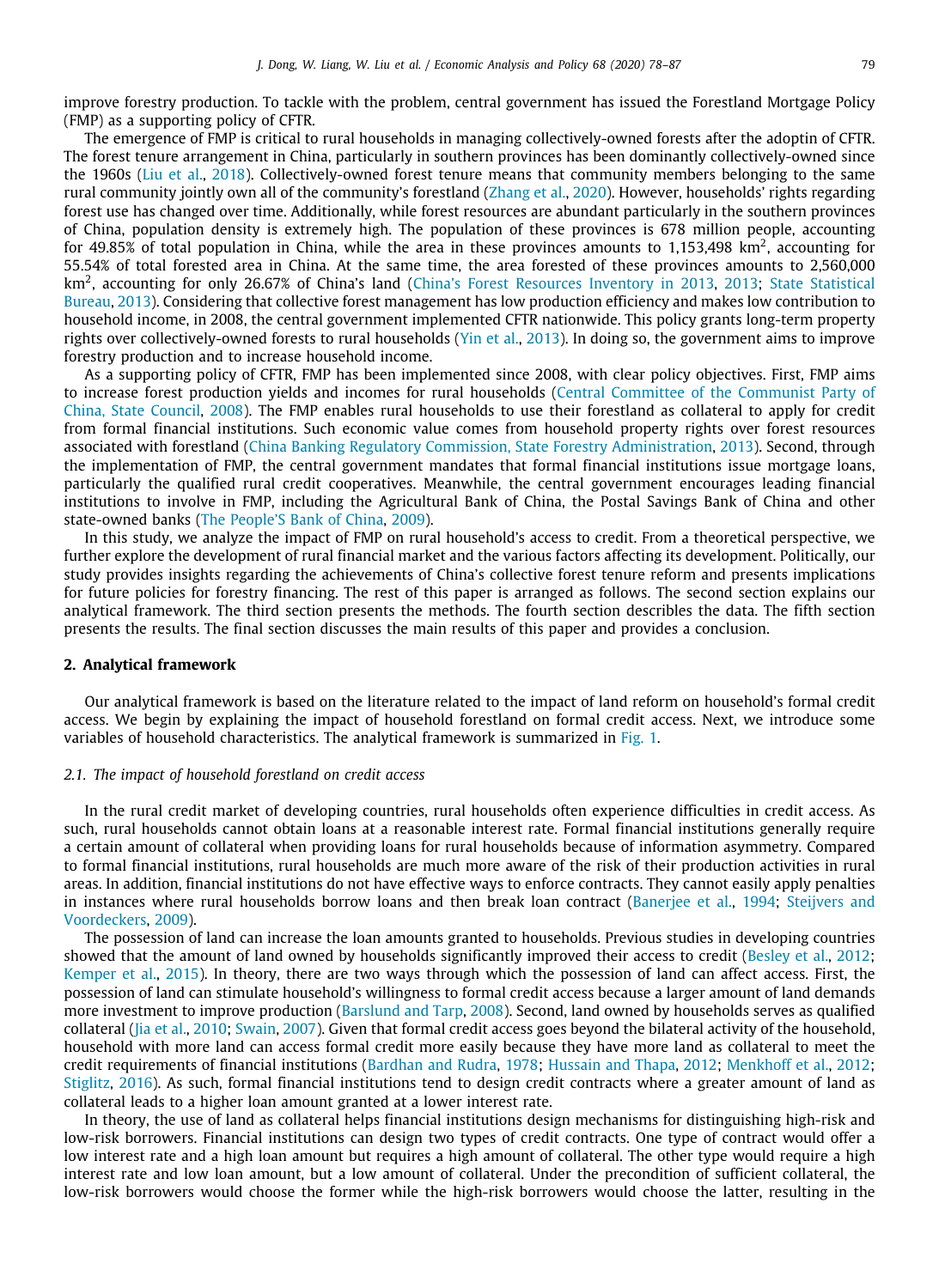improve forestry production. To tackle with the problem, central government has issued the Forestland Mortgage Policy (FMP) as a supporting policy of CFTR.

The emergence of FMP is critical to rural households in managing collectively-owned forests after the adoptin of CFTR. The forest tenure arrangement in China, particularly in southern provinces has been dominantly collectively-owned since the 1960s (Liu et al., 2018). Collectively-owned forest tenure means that community members belonging to the same rural community jointly own all of the community's forestland (Zhang et al., 2020). However, households' rights regarding forest use has changed over time. Additionally, while forest resources are abundant particularly in the southern provinces of China, population density is extremely high. The population of these provinces is 678 million people, accounting for 49.85% of total population in China, while the area in these provinces amounts to 1,153,498 km$^2$, accounting for 55.54% of total forested area in China. At the same time, the area forested of these provinces amounts to 2,560,000 km$^2$, accounting for only 26.67% of China's land (China's Forest Resources Inventory in 2013, 2013; State Statistical Bureau, 2013). Considering that collective forest management has low production efficiency and makes low contribution to household income, in 2008, the central government implemented CFTR nationwide. This policy grants long-term property rights over collectively-owned forests to rural households (Yin et al., 2013). In doing so, the government aims to improve forestry production and to increase household income.

As a supporting policy of CFTR, FMP has been implemented since 2008, with clear policy objectives. First, FMP aims to increase forest production yields and incomes for rural households (Central Committee of the Communist Party of China, State Council, 2008). The FMP enables rural households to use their forestland as collateral to apply for credit from formal financial institutions. Such economic value comes from household property rights over forest resources associated with forestland (China Banking Regulatory Commission, State Forestry Administration, 2013). Second, through the implementation of FMP, the central government mandates that formal financial institutions issue mortgage loans, particularly the qualified rural credit cooperatives. Meanwhile, the central government encourages leading financial institutions to involve in FMP, including the Agricultural Bank of China, the Postal Savings Bank of China and other state-owned banks (The People'S Bank of China, 2009).

In this study, we analyze the impact of FMP on rural household's access to credit. From a theoretical perspective, we further explore the development of rural financial market and the various factors affecting its development. Politically, our study provides insights regarding the achievements of China's collective forest tenure reform and presents implications for future policies for forestry financing. The rest of this paper is arranged as follows. The second section explains our analytical framework. The third section presents the methods. The fourth section describes the data. The fifth section presents the results. The final section discusses the main results of this paper and provides a conclusion.

## 2. Analytical framework

Our analytical framework is based on the literature related to the impact of land reform on household's formal credit access. We begin by explaining the impact of household forestland on formal credit access. Next, we introduce some variables of household characteristics. The analytical framework is summarized in Fig. 1.

### 2.1. The impact of household forestland on credit access

In the rural credit market of developing countries, rural households often experience difficulties in credit access. As such, rural households cannot obtain loans at a reasonable interest rate. Formal financial institutions generally require a certain amount of collateral when providing loans for rural households because of information asymmetry. Compared to formal financial institutions, rural households are much more aware of the risk of their production activities in rural areas. In addition, financial institutions do not have effective ways to enforce contracts. They cannot easily apply penalties in instances where rural households borrow loans and then break loan contract (Banerjee et al., 1994; Steijvers and Voordeckers, 2009).

The possession of land can increase the loan amounts granted to households. Previous studies in developing countries showed that the amount of land owned by households significantly improved their access to credit (Besley et al., 2012; Kemper et al., 2015). In theory, there are two ways through which the possession of land can affect access. First, the possession of land can stimulate household's willingness to formal credit access because a larger amount of land demands more investment to improve production (Barslund and Tarp, 2008). Second, land owned by households serves as qualified collateral (Jia et al., 2010; Swain, 2007). Given that formal credit access goes beyond the bilateral activity of the household, household with more land can access formal credit more easily because they have more land as collateral to meet the credit requirements of financial institutions (Bardhan and Rudra, 1978; Hussain and Thapa, 2012; Menkhoff et al., 2012; Stiglitz, 2016). As such, formal financial institutions tend to design credit contracts where a greater amount of land as collateral leads to a higher loan amount granted at a lower interest rate.

In theory, the use of land as collateral helps financial institutions design mechanisms for distinguishing high-risk and low-risk borrowers. Financial institutions can design two types of credit contracts. One type of contract would offer a low interest rate and a high loan amount but requires a high amount of collateral. The other type would require a high interest rate and low loan amount, but a low amount of collateral. Under the precondition of sufficient collateral, the low-risk borrowers would choose the former while the high-risk borrowers would choose the latter, resulting in the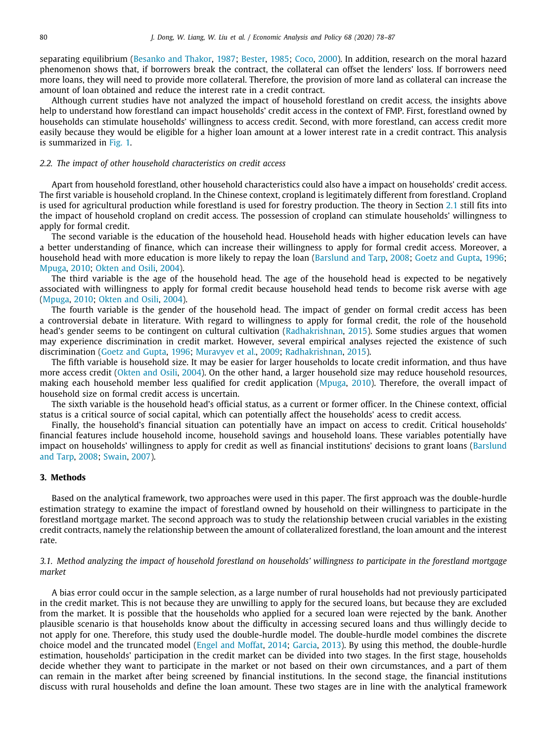separating equilibrium (Besanko and Thakor, 1987; Bester, 1985; Coco, 2000). In addition, research on the moral hazard phenomenon shows that, if borrowers break the contract, the collateral can offset the lenders' loss. If borrowers need more loans, they will need to provide more collateral. Therefore, the provision of more land as collateral can increase the amount of loan obtained and reduce the interest rate in a credit contract.

Although current studies have not analyzed the impact of household forestland on credit access, the insights above help to understand how forestland can impact households' credit access in the context of FMP. First, forestland owned by households can stimulate households' willingness to access credit. Second, with more forestland, can access credit more easily because they would be eligible for a higher loan amount at a lower interest rate in a credit contract. This analysis is summarized in Fig. 1.

### *2.2. The impact of other household characteristics on credit access*

Apart from household forestland, other household characteristics could also have a impact on households' credit access. The first variable is household cropland. In the Chinese context, cropland is legitimately different from forestland. Cropland is used for agricultural production while forestland is used for forestry production. The theory in Section 2.1 still fits into the impact of household cropland on credit access. The possession of cropland can stimulate households' willingness to apply for formal credit.

The second variable is the education of the household head. Household heads with higher education levels can have a better understanding of finance, which can increase their willingness to apply for formal credit access. Moreover, a household head with more education is more likely to repay the loan (Barslund and Tarp, 2008; Goetz and Gupta, 1996; Mpuga, 2010; Okten and Osili, 2004).

The third variable is the age of the household head. The age of the household head is expected to be negatively associated with willingness to apply for formal credit because household head tends to become risk averse with age (Mpuga, 2010; Okten and Osili, 2004).

The fourth variable is the gender of the household head. The impact of gender on formal credit access has been a controversial debate in literature. With regard to willingness to apply for formal credit, the role of the household head's gender seems to be contingent on cultural cultivation (Radhakrishnan, 2015). Some studies argues that women may experience discrimination in credit market. However, several empirical analyses rejected the existence of such discrimination (Goetz and Gupta, 1996; Muravyev et al., 2009; Radhakrishnan, 2015).

The fifth variable is household size. It may be easier for larger households to locate credit information, and thus have more access credit (Okten and Osili, 2004). On the other hand, a larger household size may reduce household resources, making each household member less qualified for credit application (Mpuga, 2010). Therefore, the overall impact of household size on formal credit access is uncertain.

The sixth variable is the household head's official status, as a current or former officer. In the Chinese context, official status is a critical source of social capital, which can potentially affect the households' acess to credit access.

Finally, the household's financial situation can potentially have an impact on access to credit. Critical households' financial features include household income, household savings and household loans. These variables potentially have impact on households' willingness to apply for credit as well as financial institutions' decisions to grant loans (Barslund and Tarp, 2008; Swain, 2007).

## 3. Methods

Based on the analytical framework, two approaches were used in this paper. The first approach was the double-hurdle estimation strategy to examine the impact of forestland owned by household on their willingness to participate in the forestland mortgage market. The second approach was to study the relationship between crucial variables in the existing credit contracts, namely the relationship between the amount of collateralized forestland, the loan amount and the interest rate.

### *3.1. Method analyzing the impact of household forestland on households' willingness to participate in the forestland mortgage market*

A bias error could occur in the sample selection, as a large number of rural households had not previously participated in the credit market. This is not because they are unwilling to apply for the secured loans, but because they are excluded from the market. It is possible that the households who applied for a secured loan were rejected by the bank. Another plausible scenario is that households know about the difficulty in accessing secured loans and thus willingly decide to not apply for one. Therefore, this study used the double-hurdle model. The double-hurdle model combines the discrete choice model and the truncated model (Engel and Moffat, 2014; Garcia, 2013). By using this method, the double-hurdle estimation, households' participation in the credit market can be divided into two stages. In the first stage, households decide whether they want to participate in the market or not based on their own circumstances, and a part of them can remain in the market after being screened by financial institutions. In the second stage, the financial institutions discuss with rural households and define the loan amount. These two stages are in line with the analytical framework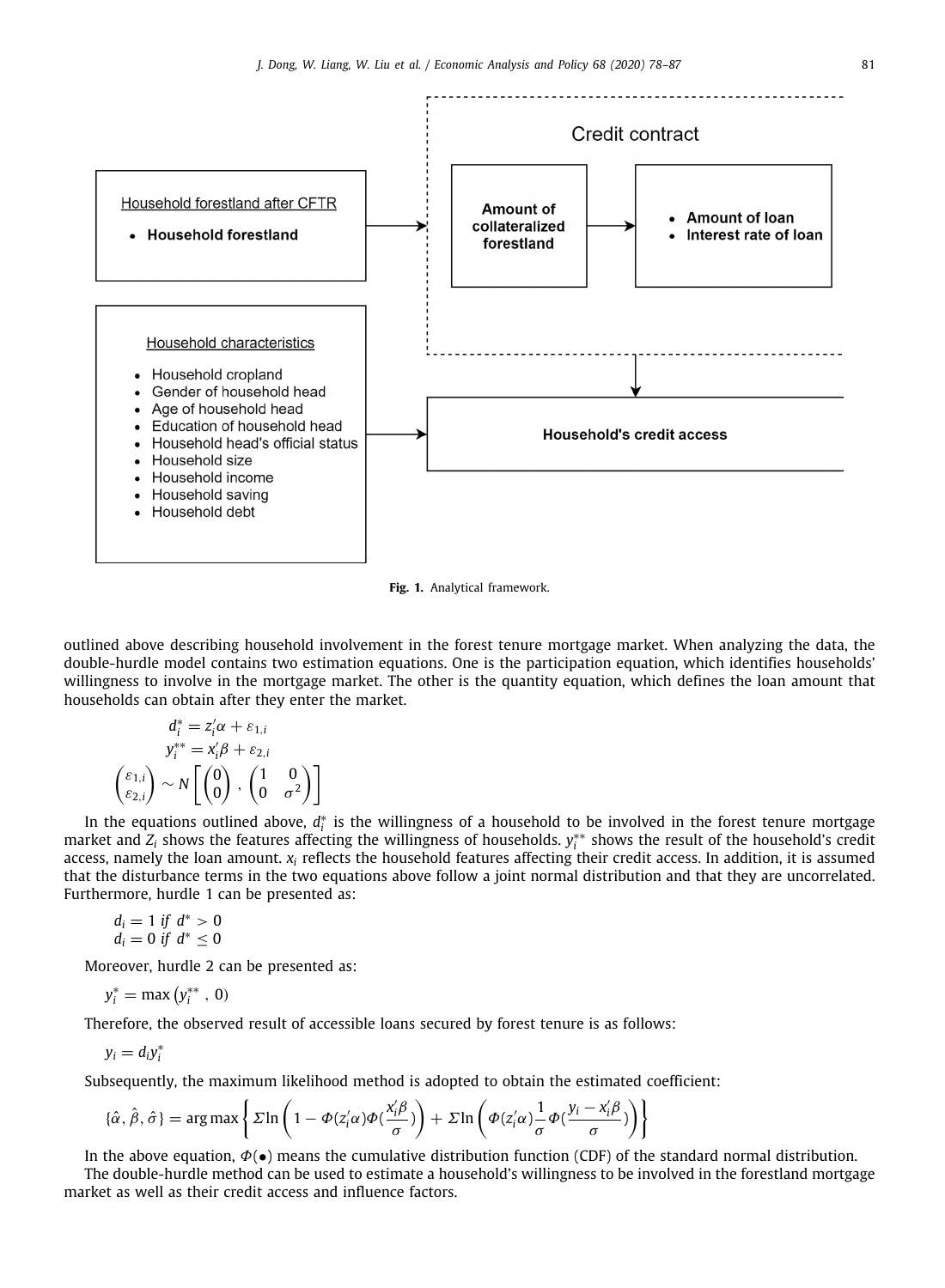Credit contract

Household forestland after CFTR

- **Household forestland**

**Amount of collateralized forestland**

- **Amount of loan**
- **Interest rate of loan**

Household characteristics

- Household cropland
- Gender of household head
- Age of household head
- Education of household head
- Household head's official status
- Household size
- Household income
- Household saving
- Household debt

**Household's credit access**

**Fig. 1.** Analytical framework.

outlined above describing household involvement in the forest tenure mortgage market. When analyzing the data, the double-hurdle model contains two estimation equations. One is the participation equation, which identifies households' willingness to involve in the mortgage market. The other is the quantity equation, which defines the loan amount that households can obtain after they enter the market.

$$d_i^* = z_i'\alpha + \varepsilon_{1,i}$$

$$y_i^{**} = x_i'\beta + \varepsilon_{2,i}$$

$$\begin{pmatrix} \varepsilon_{1,i} \\ \varepsilon_{2,i} \end{pmatrix} \sim N\left[\begin{pmatrix} 0 \\ 0 \end{pmatrix}, \begin{pmatrix} 1 & 0 \\ 0 & \sigma^2 \end{pmatrix}\right]$$

In the equations outlined above, $d_i^*$ is the willingness of a household to be involved in the forest tenure mortgage market and $Z_i$ shows the features affecting the willingness of households. $y_i^{**}$ shows the result of the household's credit access, namely the loan amount. $x_i$ reflects the household features affecting their credit access. In addition, it is assumed that the disturbance terms in the two equations above follow a joint normal distribution and that they are uncorrelated. Furthermore, hurdle 1 can be presented as:

$$d_i = 1 \text{ if } d^* > 0$$
$$d_i = 0 \text{ if } d^* \leq 0$$

Moreover, hurdle 2 can be presented as:

$$y_i^* = \max\left(y_i^{**}, 0\right)$$

Therefore, the observed result of accessible loans secured by forest tenure is as follows:

$$y_i = d_i y_i^*$$

Subsequently, the maximum likelihood method is adopted to obtain the estimated coefficient:

$$\{\hat{\alpha}, \hat{\beta}, \hat{\sigma}\} = \arg\max\left\{\Sigma \ln\left(1 - \Phi(z_i'\alpha)\Phi(\frac{x_i'\beta}{\sigma})\right) + \Sigma \ln\left(\Phi(z_i'\alpha)\frac{1}{\sigma}\Phi(\frac{y_i - x_i'\beta}{\sigma})\right)\right\}$$

In the above equation, $\Phi(\bullet)$ means the cumulative distribution function (CDF) of the standard normal distribution.

The double-hurdle method can be used to estimate a household's willingness to be involved in the forestland mortgage market as well as their credit access and influence factors.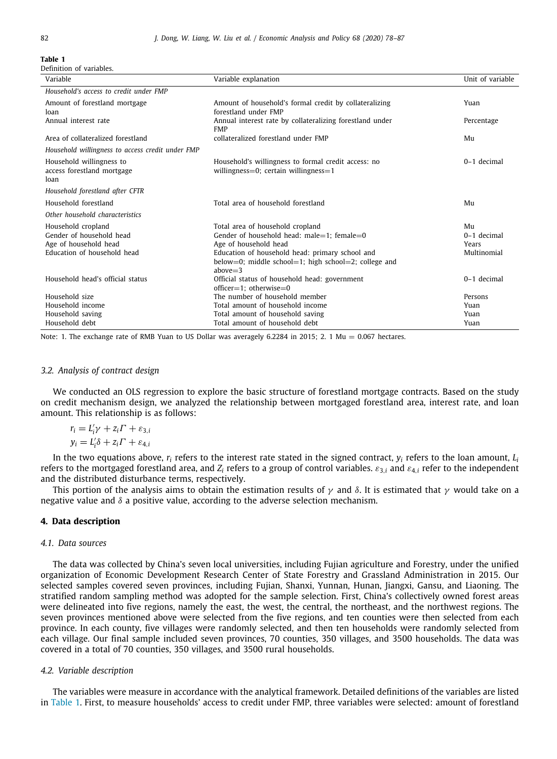**Table 1**
Definition of variables.

| Variable | Variable explanation | Unit of variable |
|---|---|---|
| *Household's access to credit under FMP* | | |
| Amount of forestland mortgage loan | Amount of household's formal credit by collateralizing forestland under FMP | Yuan |
| Annual interest rate | Annual interest rate by collateralizing forestland under FMP | Percentage |
| Area of collateralized forestland | collateralized forestland under FMP | Mu |
| *Household willingness to access credit under FMP* | | |
| Household willingness to access forestland mortgage loan | Household's willingness to formal credit access: no willingness=0; certain willingness=1 | 0–1 decimal |
| *Household forestland after CFTR* | | |
| Household forestland | Total area of household forestland | Mu |
| *Other household characteristics* | | |
| Household cropland | Total area of household cropland | Mu |
| Gender of household head | Gender of household head: male=1; female=0 | 0–1 decimal |
| Age of household head | Age of household head | Years |
| Education of household head | Education of household head: primary school and below=0; middle school=1; high school=2; college and above=3 | Multinomial |
| Household head's official status | Official status of household head: government officer=1; otherwise=0 | 0–1 decimal |
| Household size | The number of household member | Persons |
| Household income | Total amount of household income | Yuan |
| Household saving | Total amount of household saving | Yuan |
| Household debt | Total amount of household debt | Yuan |

Note: 1. The exchange rate of RMB Yuan to US Dollar was averagely 6.2284 in 2015; 2. 1 Mu = 0.067 hectares.

### 3.2. Analysis of contract design

We conducted an OLS regression to explore the basic structure of forestland mortgage contracts. Based on the study on credit mechanism design, we analyzed the relationship between mortgaged forestland area, interest rate, and loan amount. This relationship is as follows:

$$r_i = L_i'\gamma + z_i\Gamma + \varepsilon_{3,i}$$

$$y_i = L_i'\delta + z_i\Gamma + \varepsilon_{4,i}$$

In the two equations above, $r_i$ refers to the interest rate stated in the signed contract, $y_i$ refers to the loan amount, $L_i$ refers to the mortgaged forestland area, and $Z_i$ refers to a group of control variables. $\varepsilon_{3,i}$ and $\varepsilon_{4,i}$ refer to the independent and the distributed disturbance terms, respectively.

This portion of the analysis aims to obtain the estimation results of $\gamma$ and $\delta$. It is estimated that $\gamma$ would take on a negative value and $\delta$ a positive value, according to the adverse selection mechanism.

## 4. Data description

### 4.1. Data sources

The data was collected by China's seven local universities, including Fujian agriculture and Forestry, under the unified organization of Economic Development Research Center of State Forestry and Grassland Administration in 2015. Our selected samples covered seven provinces, including Fujian, Shanxi, Yunnan, Hunan, Jiangxi, Gansu, and Liaoning. The stratified random sampling method was adopted for the sample selection. First, China's collectively owned forest areas were delineated into five regions, namely the east, the west, the central, the northeast, and the northwest regions. The seven provinces mentioned above were selected from the five regions, and ten counties were then selected from each province. In each county, five villages were randomly selected, and then ten households were randomly selected from each village. Our final sample included seven provinces, 70 counties, 350 villages, and 3500 households. The data was covered in a total of 70 counties, 350 villages, and 3500 rural households.

### 4.2. Variable description

The variables were measure in accordance with the analytical framework. Detailed definitions of the variables are listed in Table 1. First, to measure households' access to credit under FMP, three variables were selected: amount of forestland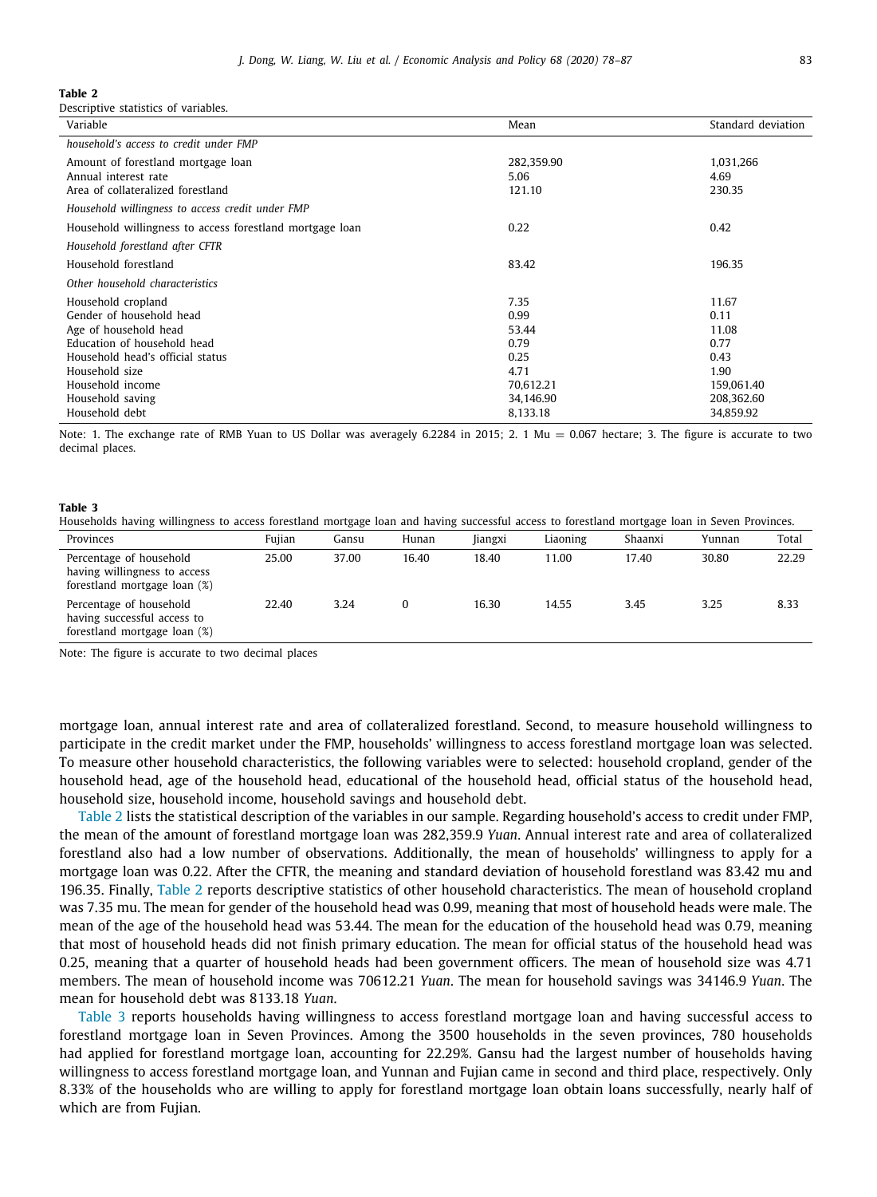**Table 2**
Descriptive statistics of variables.

| Variable | Mean | Standard deviation |
|---|---|---|
| *household's access to credit under FMP* | | |
| Amount of forestland mortgage loan | 282,359.90 | 1,031,266 |
| Annual interest rate | 5.06 | 4.69 |
| Area of collateralized forestland | 121.10 | 230.35 |
| *Household willingness to access credit under FMP* | | |
| Household willingness to access forestland mortgage loan | 0.22 | 0.42 |
| *Household forestland after CFTR* | | |
| Household forestland | 83.42 | 196.35 |
| *Other household characteristics* | | |
| Household cropland | 7.35 | 11.67 |
| Gender of household head | 0.99 | 0.11 |
| Age of household head | 53.44 | 11.08 |
| Education of household head | 0.79 | 0.77 |
| Household head's official status | 0.25 | 0.43 |
| Household size | 4.71 | 1.90 |
| Household income | 70,612.21 | 159,061.40 |
| Household saving | 34,146.90 | 208,362.60 |
| Household debt | 8,133.18 | 34,859.92 |

Note: 1. The exchange rate of RMB Yuan to US Dollar was averagely 6.2284 in 2015; 2. 1 Mu = 0.067 hectare; 3. The figure is accurate to two decimal places.

**Table 3**
Households having willingness to access forestland mortgage loan and having successful access to forestland mortgage loan in Seven Provinces.

| Provinces | Fujian | Gansu | Hunan | Jiangxi | Liaoning | Shaanxi | Yunnan | Total |
|---|---|---|---|---|---|---|---|---|
| Percentage of household having willingness to access forestland mortgage loan (%) | 25.00 | 37.00 | 16.40 | 18.40 | 11.00 | 17.40 | 30.80 | 22.29 |
| Percentage of household having successful access to forestland mortgage loan (%) | 22.40 | 3.24 | 0 | 16.30 | 14.55 | 3.45 | 3.25 | 8.33 |

Note: The figure is accurate to two decimal places

mortgage loan, annual interest rate and area of collateralized forestland. Second, to measure household willingness to participate in the credit market under the FMP, households' willingness to access forestland mortgage loan was selected. To measure other household characteristics, the following variables were to selected: household cropland, gender of the household head, age of the household head, educational of the household head, official status of the household head, household size, household income, household savings and household debt.

Table 2 lists the statistical description of the variables in our sample. Regarding household's access to credit under FMP, the mean of the amount of forestland mortgage loan was 282,359.9 *Yuan*. Annual interest rate and area of collateralized forestland also had a low number of observations. Additionally, the mean of households' willingness to apply for a mortgage loan was 0.22. After the CFTR, the meaning and standard deviation of household forestland was 83.42 mu and 196.35. Finally, Table 2 reports descriptive statistics of other household characteristics. The mean of household cropland was 7.35 mu. The mean for gender of the household head was 0.99, meaning that most of household heads were male. The mean of the age of the household head was 53.44. The mean for the education of the household head was 0.79, meaning that most of household heads did not finish primary education. The mean for official status of the household head was 0.25, meaning that a quarter of household heads had been government officers. The mean of household size was 4.71 members. The mean of household income was 70612.21 *Yuan*. The mean for household savings was 34146.9 *Yuan*. The mean for household debt was 8133.18 *Yuan*.

Table 3 reports households having willingness to access forestland mortgage loan and having successful access to forestland mortgage loan in Seven Provinces. Among the 3500 households in the seven provinces, 780 households had applied for forestland mortgage loan, accounting for 22.29%. Gansu had the largest number of households having willingness to access forestland mortgage loan, and Yunnan and Fujian came in second and third place, respectively. Only 8.33% of the households who are willing to apply for forestland mortgage loan obtain loans successfully, nearly half of which are from Fujian.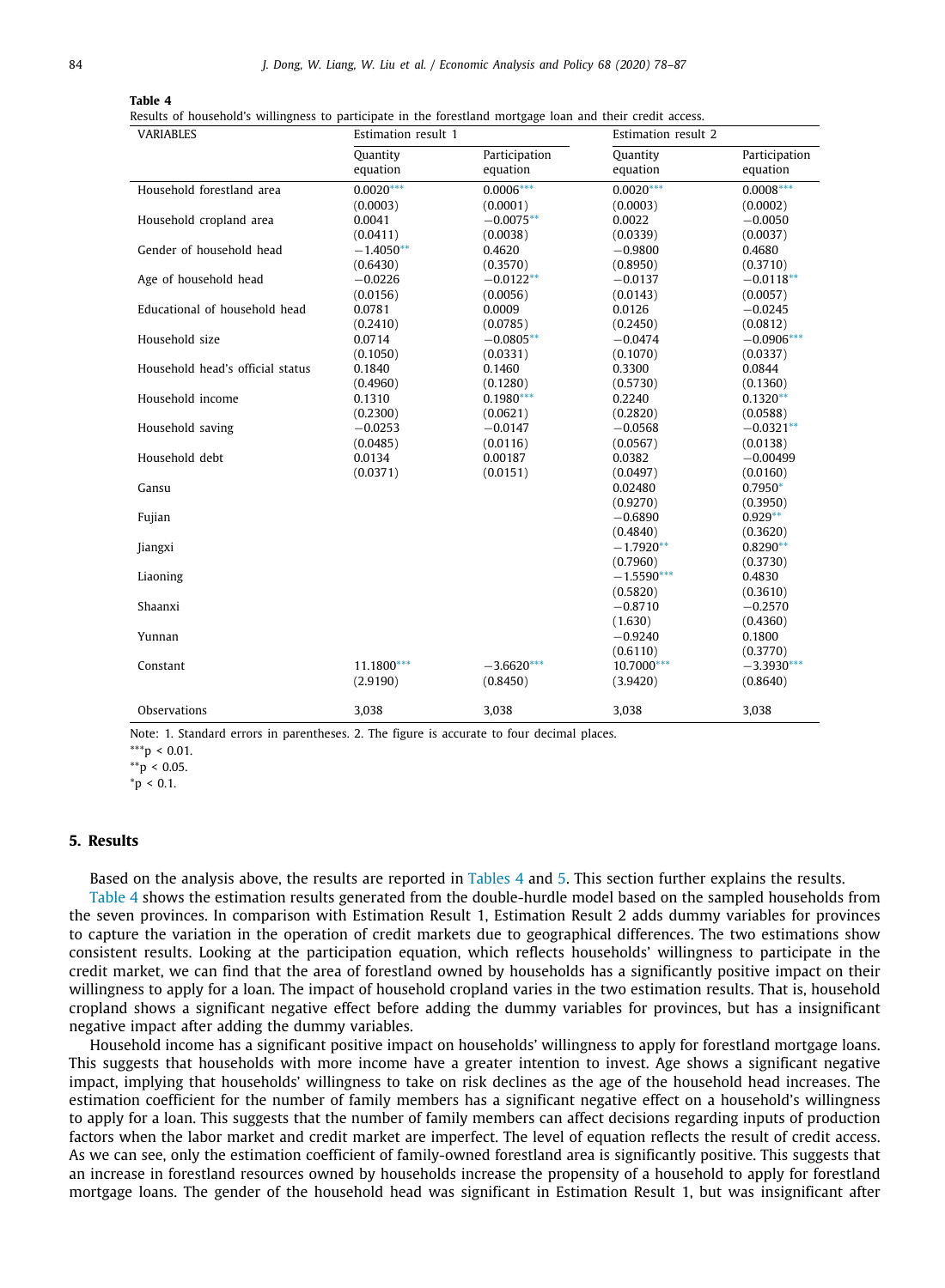**Table 4**
Results of household's willingness to participate in the forestland mortgage loan and their credit access.

| VARIABLES | Estimation result 1 | | Estimation result 2 | |
|---|---|---|---|---|
| | Quantity equation | Participation equation | Quantity equation | Participation equation |
| Household forestland area | 0.0020*** | 0.0006*** | 0.0020*** | 0.0008*** |
| | (0.0003) | (0.0001) | (0.0003) | (0.0002) |
| Household cropland area | 0.0041 | −0.0075** | 0.0022 | −0.0050 |
| | (0.0411) | (0.0038) | (0.0339) | (0.0037) |
| Gender of household head | −1.4050** | 0.4620 | −0.9800 | 0.4680 |
| | (0.6430) | (0.3570) | (0.8950) | (0.3710) |
| Age of household head | −0.0226 | −0.0122** | −0.0137 | −0.0118** |
| | (0.0156) | (0.0056) | (0.0143) | (0.0057) |
| Educational of household head | 0.0781 | 0.0009 | 0.0126 | −0.0245 |
| | (0.2410) | (0.0785) | (0.2450) | (0.0812) |
| Household size | 0.0714 | −0.0805** | −0.0474 | −0.0906*** |
| | (0.1050) | (0.0331) | (0.1070) | (0.0337) |
| Household head's official status | 0.1840 | 0.1460 | 0.3300 | 0.0844 |
| | (0.4960) | (0.1280) | (0.5730) | (0.1360) |
| Household income | 0.1310 | 0.1980*** | 0.2240 | 0.1320** |
| | (0.2300) | (0.0621) | (0.2820) | (0.0588) |
| Household saving | −0.0253 | −0.0147 | −0.0568 | −0.0321** |
| | (0.0485) | (0.0116) | (0.0567) | (0.0138) |
| Household debt | 0.0134 | 0.00187 | 0.0382 | −0.00499 |
| | (0.0371) | (0.0151) | (0.0497) | (0.0160) |
| Gansu | | | 0.02480 | 0.7950* |
| | | | (0.9270) | (0.3950) |
| Fujian | | | −0.6890 | 0.929** |
| | | | (0.4840) | (0.3620) |
| Jiangxi | | | −1.7920** | 0.8290** |
| | | | (0.7960) | (0.3730) |
| Liaoning | | | −1.5590*** | 0.4830 |
| | | | (0.5820) | (0.3610) |
| Shaanxi | | | −0.8710 | −0.2570 |
| | | | (1.630) | (0.4360) |
| Yunnan | | | −0.9240 | 0.1800 |
| | | | (0.6110) | (0.3770) |
| Constant | 11.1800*** | −3.6620*** | 10.7000*** | −3.3930*** |
| | (2.9190) | (0.8450) | (3.9420) | (0.8640) |
| Observations | 3,038 | 3,038 | 3,038 | 3,038 |

Note: 1. Standard errors in parentheses. 2. The figure is accurate to four decimal places.

***$p < 0.01$.

**$p < 0.05$.

*$p < 0.1$.

## 5. Results

Based on the analysis above, the results are reported in Tables 4 and 5. This section further explains the results.

Table 4 shows the estimation results generated from the double-hurdle model based on the sampled households from the seven provinces. In comparison with Estimation Result 1, Estimation Result 2 adds dummy variables for provinces to capture the variation in the operation of credit markets due to geographical differences. The two estimations show consistent results. Looking at the participation equation, which reflects households' willingness to participate in the credit market, we can find that the area of forestland owned by households has a significantly positive impact on their willingness to apply for a loan. The impact of household cropland varies in the two estimation results. That is, household cropland shows a significant negative effect before adding the dummy variables for provinces, but has a insignificant negative impact after adding the dummy variables.

Household income has a significant positive impact on households' willingness to apply for forestland mortgage loans. This suggests that households with more income have a greater intention to invest. Age shows a significant negative impact, implying that households' willingness to take on risk declines as the age of the household head increases. The estimation coefficient for the number of family members has a significant negative effect on a household's willingness to apply for a loan. This suggests that the number of family members can affect decisions regarding inputs of production factors when the labor market and credit market are imperfect. The level of equation reflects the result of credit access. As we can see, only the estimation coefficient of family-owned forestland area is significantly positive. This suggests that an increase in forestland resources owned by households increase the propensity of a household to apply for forestland mortgage loans. The gender of the household head was significant in Estimation Result 1, but was insignificant after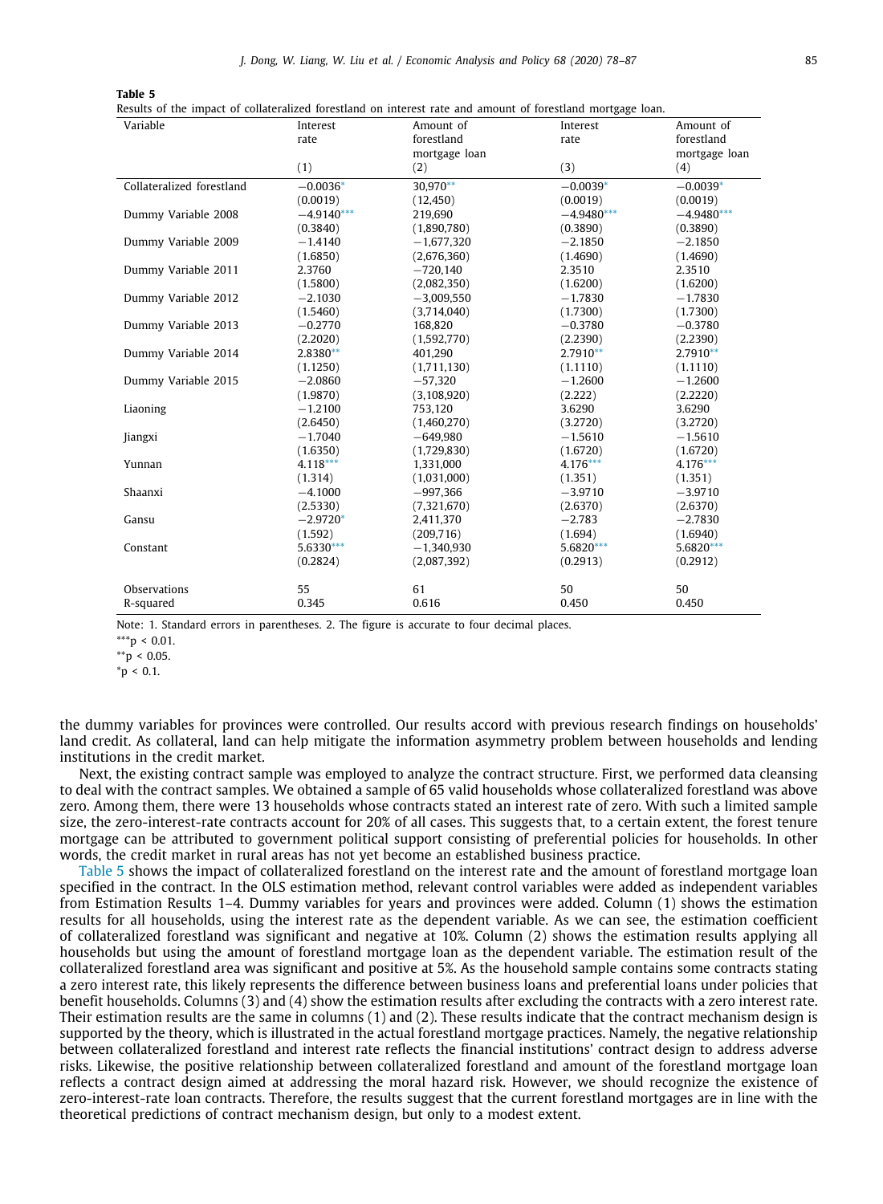**Table 5**
Results of the impact of collateralized forestland on interest rate and amount of forestland mortgage loan.

| Variable | Interest rate | Amount of forestland mortgage loan | Interest rate | Amount of forestland mortgage loan |
|---|---|---|---|---|
| | (1) | (2) | (3) | (4) |
| Collateralized forestland | −0.0036* | 30,970** | −0.0039* | −0.0039* |
| | (0.0019) | (12,450) | (0.0019) | (0.0019) |
| Dummy Variable 2008 | −4.9140*** | 219,690 | −4.9480*** | −4.9480*** |
| | (0.3840) | (1,890,780) | (0.3890) | (0.3890) |
| Dummy Variable 2009 | −1.4140 | −1,677,320 | −2.1850 | −2.1850 |
| | (1.6850) | (2,676,360) | (1.4690) | (1.4690) |
| Dummy Variable 2011 | 2.3760 | −720,140 | 2.3510 | 2.3510 |
| | (1.5800) | (2,082,350) | (1.6200) | (1.6200) |
| Dummy Variable 2012 | −2.1030 | −3,009,550 | −1.7830 | −1.7830 |
| | (1.5460) | (3,714,040) | (1.7300) | (1.7300) |
| Dummy Variable 2013 | −0.2770 | 168,820 | −0.3780 | −0.3780 |
| | (2.2020) | (1,592,770) | (2.2390) | (2.2390) |
| Dummy Variable 2014 | 2.8380** | 401,290 | 2.7910** | 2.7910** |
| | (1.1250) | (1,711,130) | (1.1110) | (1.1110) |
| Dummy Variable 2015 | −2.0860 | −57,320 | −1.2600 | −1.2600 |
| | (1.9870) | (3,108,920) | (2.222) | (2.2220) |
| Liaoning | −1.2100 | 753,120 | 3.6290 | 3.6290 |
| | (2.6450) | (1,460,270) | (3.2720) | (3.2720) |
| Jiangxi | −1.7040 | −649,980 | −1.5610 | −1.5610 |
| | (1.6350) | (1,729,830) | (1.6720) | (1.6720) |
| Yunnan | 4.118*** | 1,331,000 | 4.176*** | 4.176*** |
| | (1.314) | (1,031,000) | (1.351) | (1.351) |
| Shaanxi | −4.1000 | −997,366 | −3.9710 | −3.9710 |
| | (2.5330) | (7,321,670) | (2.6370) | (2.6370) |
| Gansu | −2.9720* | 2,411,370 | −2.783 | −2.7830 |
| | (1.592) | (209,716) | (1.694) | (1.6940) |
| Constant | 5.6330*** | −1,340,930 | 5.6820*** | 5.6820*** |
| | (0.2824) | (2,087,392) | (0.2913) | (0.2912) |
| Observations | 55 | 61 | 50 | 50 |
| R-squared | 0.345 | 0.616 | 0.450 | 0.450 |

Note: 1. Standard errors in parentheses. 2. The figure is accurate to four decimal places.
***p < 0.01.
**p < 0.05.
*p < 0.1.

the dummy variables for provinces were controlled. Our results accord with previous research findings on households' land credit. As collateral, land can help mitigate the information asymmetry problem between households and lending institutions in the credit market.

Next, the existing contract sample was employed to analyze the contract structure. First, we performed data cleansing to deal with the contract samples. We obtained a sample of 65 valid households whose collateralized forestland was above zero. Among them, there were 13 households whose contracts stated an interest rate of zero. With such a limited sample size, the zero-interest-rate contracts account for 20% of all cases. This suggests that, to a certain extent, the forest tenure mortgage can be attributed to government political support consisting of preferential policies for households. In other words, the credit market in rural areas has not yet become an established business practice.

Table 5 shows the impact of collateralized forestland on the interest rate and the amount of forestland mortgage loan specified in the contract. In the OLS estimation method, relevant control variables were added as independent variables from Estimation Results 1–4. Dummy variables for years and provinces were added. Column (1) shows the estimation results for all households, using the interest rate as the dependent variable. As we can see, the estimation coefficient of collateralized forestland was significant and negative at 10%. Column (2) shows the estimation results applying all households but using the amount of forestland mortgage loan as the dependent variable. The estimation result of the collateralized forestland area was significant and positive at 5%. As the household sample contains some contracts stating a zero interest rate, this likely represents the difference between business loans and preferential loans under policies that benefit households. Columns (3) and (4) show the estimation results after excluding the contracts with a zero interest rate. Their estimation results are the same in columns (1) and (2). These results indicate that the contract mechanism design is supported by the theory, which is illustrated in the actual forestland mortgage practices. Namely, the negative relationship between collateralized forestland and interest rate reflects the financial institutions' contract design to address adverse risks. Likewise, the positive relationship between collateralized forestland and amount of the forestland mortgage loan reflects a contract design aimed at addressing the moral hazard risk. However, we should recognize the existence of zero-interest-rate loan contracts. Therefore, the results suggest that the current forestland mortgages are in line with the theoretical predictions of contract mechanism design, but only to a modest extent.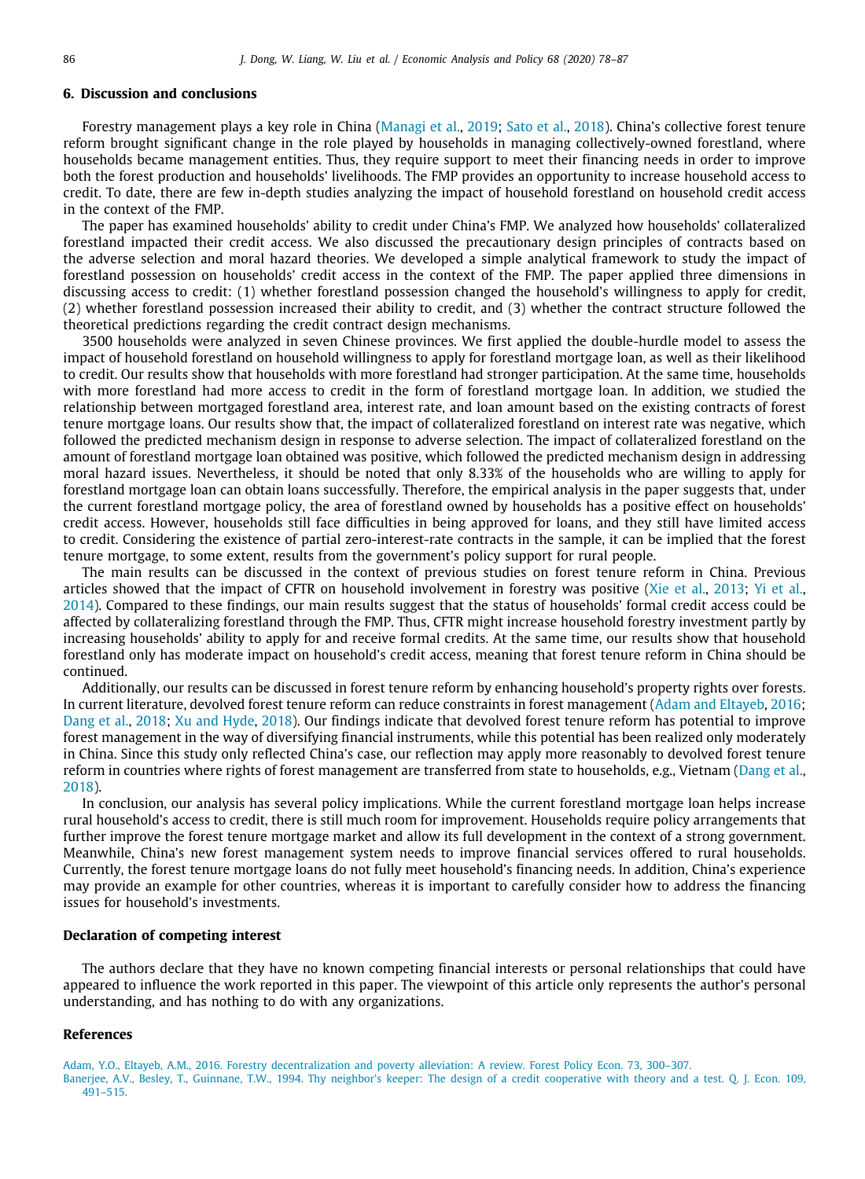## 6. Discussion and conclusions

Forestry management plays a key role in China (Managi et al., 2019; Sato et al., 2018). China's collective forest tenure reform brought significant change in the role played by households in managing collectively-owned forestland, where households became management entities. Thus, they require support to meet their financing needs in order to improve both the forest production and households' livelihoods. The FMP provides an opportunity to increase household access to credit. To date, there are few in-depth studies analyzing the impact of household forestland on household credit access in the context of the FMP.

The paper has examined households' ability to credit under China's FMP. We analyzed how households' collateralized forestland impacted their credit access. We also discussed the precautionary design principles of contracts based on the adverse selection and moral hazard theories. We developed a simple analytical framework to study the impact of forestland possession on households' credit access in the context of the FMP. The paper applied three dimensions in discussing access to credit: (1) whether forestland possession changed the household's willingness to apply for credit, (2) whether forestland possession increased their ability to credit, and (3) whether the contract structure followed the theoretical predictions regarding the credit contract design mechanisms.

3500 households were analyzed in seven Chinese provinces. We first applied the double-hurdle model to assess the impact of household forestland on household willingness to apply for forestland mortgage loan, as well as their likelihood to credit. Our results show that households with more forestland had stronger participation. At the same time, households with more forestland had more access to credit in the form of forestland mortgage loan. In addition, we studied the relationship between mortgaged forestland area, interest rate, and loan amount based on the existing contracts of forest tenure mortgage loans. Our results show that, the impact of collateralized forestland on interest rate was negative, which followed the predicted mechanism design in response to adverse selection. The impact of collateralized forestland on the amount of forestland mortgage loan obtained was positive, which followed the predicted mechanism design in addressing moral hazard issues. Nevertheless, it should be noted that only 8.33% of the households who are willing to apply for forestland mortgage loan can obtain loans successfully. Therefore, the empirical analysis in the paper suggests that, under the current forestland mortgage policy, the area of forestland owned by households has a positive effect on households' credit access. However, households still face difficulties in being approved for loans, and they still have limited access to credit. Considering the existence of partial zero-interest-rate contracts in the sample, it can be implied that the forest tenure mortgage, to some extent, results from the government's policy support for rural people.

The main results can be discussed in the context of previous studies on forest tenure reform in China. Previous articles showed that the impact of CFTR on household involvement in forestry was positive (Xie et al., 2013; Yi et al., 2014). Compared to these findings, our main results suggest that the status of households' formal credit access could be affected by collateralizing forestland through the FMP. Thus, CFTR might increase household forestry investment partly by increasing households' ability to apply for and receive formal credits. At the same time, our results show that household forestland only has moderate impact on household's credit access, meaning that forest tenure reform in China should be continued.

Additionally, our results can be discussed in forest tenure reform by enhancing household's property rights over forests. In current literature, devolved forest tenure reform can reduce constraints in forest management (Adam and Eltayeb, 2016; Dang et al., 2018; Xu and Hyde, 2018). Our findings indicate that devolved forest tenure reform has potential to improve forest management in the way of diversifying financial instruments, while this potential has been realized only moderately in China. Since this study only reflected China's case, our reflection may apply more reasonably to devolved forest tenure reform in countries where rights of forest management are transferred from state to households, e.g., Vietnam (Dang et al., 2018).

In conclusion, our analysis has several policy implications. While the current forestland mortgage loan helps increase rural household's access to credit, there is still much room for improvement. Households require policy arrangements that further improve the forest tenure mortgage market and allow its full development in the context of a strong government. Meanwhile, China's new forest management system needs to improve financial services offered to rural households. Currently, the forest tenure mortgage loans do not fully meet household's financing needs. In addition, China's experience may provide an example for other countries, whereas it is important to carefully consider how to address the financing issues for household's investments.

### Declaration of competing interest

The authors declare that they have no known competing financial interests or personal relationships that could have appeared to influence the work reported in this paper. The viewpoint of this article only represents the author's personal understanding, and has nothing to do with any organizations.

### References

Adam, Y.O., Eltayeb, A.M., 2016. Forestry decentralization and poverty alleviation: A review. Forest Policy Econ. 73, 300–307.

Banerjee, A.V., Besley, T., Guinnane, T.W., 1994. Thy neighbor's keeper: The design of a credit cooperative with theory and a test. Q. J. Econ. 109, 491–515.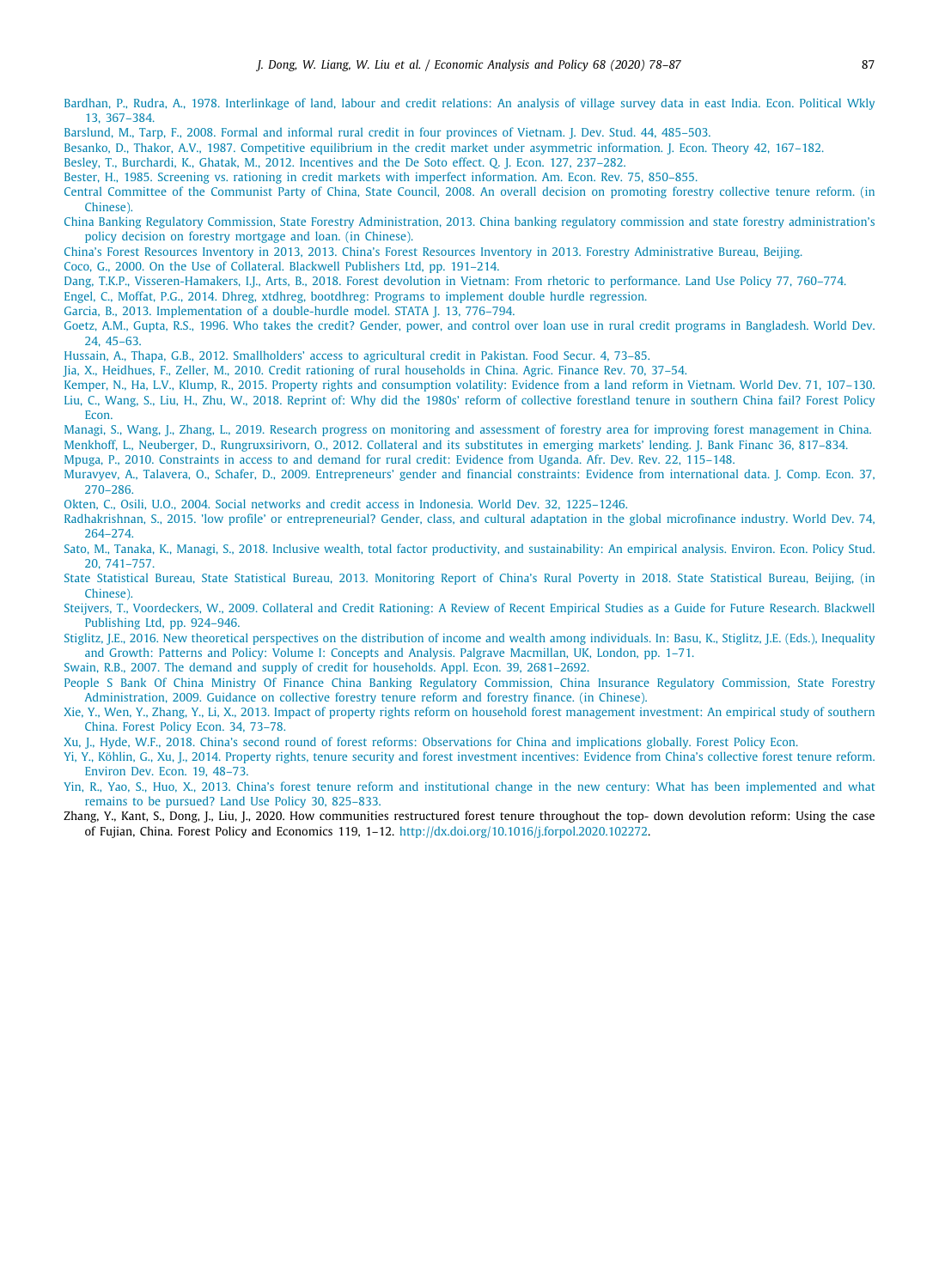Bardhan, P., Rudra, A., 1978. Interlinkage of land, labour and credit relations: An analysis of village survey data in east India. Econ. Political Wkly 13, 367–384.

Barslund, M., Tarp, F., 2008. Formal and informal rural credit in four provinces of Vietnam. J. Dev. Stud. 44, 485–503.

Besanko, D., Thakor, A.V., 1987. Competitive equilibrium in the credit market under asymmetric information. J. Econ. Theory 42, 167–182.

Besley, T., Burchardi, K., Ghatak, M., 2012. Incentives and the De Soto effect. Q. J. Econ. 127, 237–282.

Bester, H., 1985. Screening vs. rationing in credit markets with imperfect information. Am. Econ. Rev. 75, 850–855.

Central Committee of the Communist Party of China, State Council, 2008. An overall decision on promoting forestry collective tenure reform. (in Chinese).

China Banking Regulatory Commission, State Forestry Administration, 2013. China banking regulatory commission and state forestry administration's policy decision on forestry mortgage and loan. (in Chinese).

China's Forest Resources Inventory in 2013, 2013. China's Forest Resources Inventory in 2013. Forestry Administrative Bureau, Beijing.

Coco, G., 2000. On the Use of Collateral. Blackwell Publishers Ltd, pp. 191–214.

Dang, T.K.P., Visseren-Hamakers, I.J., Arts, B., 2018. Forest devolution in Vietnam: From rhetoric to performance. Land Use Policy 77, 760–774.

Engel, C., Moffat, P.G., 2014. Dhreg, xtdhreg, bootdhreg: Programs to implement double hurdle regression.

Garcia, B., 2013. Implementation of a double-hurdle model. STATA J. 13, 776–794.

Goetz, A.M., Gupta, R.S., 1996. Who takes the credit? Gender, power, and control over loan use in rural credit programs in Bangladesh. World Dev. 24, 45–63.

Hussain, A., Thapa, G.B., 2012. Smallholders' access to agricultural credit in Pakistan. Food Secur. 4, 73–85.

Jia, X., Heidhues, F., Zeller, M., 2010. Credit rationing of rural households in China. Agric. Finance Rev. 70, 37–54.

Kemper, N., Ha, L.V., Klump, R., 2015. Property rights and consumption volatility: Evidence from a land reform in Vietnam. World Dev. 71, 107–130.

Liu, C., Wang, S., Liu, H., Zhu, W., 2018. Reprint of: Why did the 1980s' reform of collective forestland tenure in southern China fail? Forest Policy Econ.

Managi, S., Wang, J., Zhang, L., 2019. Research progress on monitoring and assessment of forestry area for improving forest management in China.

Menkhoff, L., Neuberger, D., Rungruxsirivorn, O., 2012. Collateral and its substitutes in emerging markets' lending. J. Bank Financ 36, 817–834.

Mpuga, P., 2010. Constraints in access to and demand for rural credit: Evidence from Uganda. Afr. Dev. Rev. 22, 115–148.

Muravyev, A., Talavera, O., Schafer, D., 2009. Entrepreneurs' gender and financial constraints: Evidence from international data. J. Comp. Econ. 37, 270–286.

Okten, C., Osili, U.O., 2004. Social networks and credit access in Indonesia. World Dev. 32, 1225–1246.

Radhakrishnan, S., 2015. 'low profile' or entrepreneurial? Gender, class, and cultural adaptation in the global microfinance industry. World Dev. 74, 264–274.

Sato, M., Tanaka, K., Managi, S., 2018. Inclusive wealth, total factor productivity, and sustainability: An empirical analysis. Environ. Econ. Policy Stud. 20, 741–757.

State Statistical Bureau, State Statistical Bureau, 2013. Monitoring Report of China's Rural Poverty in 2018. State Statistical Bureau, Beijing, (in Chinese).

Steijvers, T., Voordeckers, W., 2009. Collateral and Credit Rationing: A Review of Recent Empirical Studies as a Guide for Future Research. Blackwell Publishing Ltd, pp. 924–946.

Stiglitz, J.E., 2016. New theoretical perspectives on the distribution of income and wealth among individuals. In: Basu, K., Stiglitz, J.E. (Eds.), Inequality and Growth: Patterns and Policy: Volume I: Concepts and Analysis. Palgrave Macmillan, UK, London, pp. 1–71.

Swain, R.B., 2007. The demand and supply of credit for households. Appl. Econ. 39, 2681–2692.

People S Bank Of China Ministry Of Finance China Banking Regulatory Commission, China Insurance Regulatory Commission, State Forestry Administration, 2009. Guidance on collective forestry tenure reform and forestry finance. (in Chinese).

Xie, Y., Wen, Y., Zhang, Y., Li, X., 2013. Impact of property rights reform on household forest management investment: An empirical study of southern China. Forest Policy Econ. 34, 73–78.

Xu, J., Hyde, W.F., 2018. China's second round of forest reforms: Observations for China and implications globally. Forest Policy Econ.

Yi, Y., Köhlin, G., Xu, J., 2014. Property rights, tenure security and forest investment incentives: Evidence from China's collective forest tenure reform. Environ Dev. Econ. 19, 48–73.

Yin, R., Yao, S., Huo, X., 2013. China's forest tenure reform and institutional change in the new century: What has been implemented and what remains to be pursued? Land Use Policy 30, 825–833.

Zhang, Y., Kant, S., Dong, J., Liu, J., 2020. How communities restructured forest tenure throughout the top- down devolution reform: Using the case of Fujian, China. Forest Policy and Economics 119, 1–12. http://dx.doi.org/10.1016/j.forpol.2020.102272.